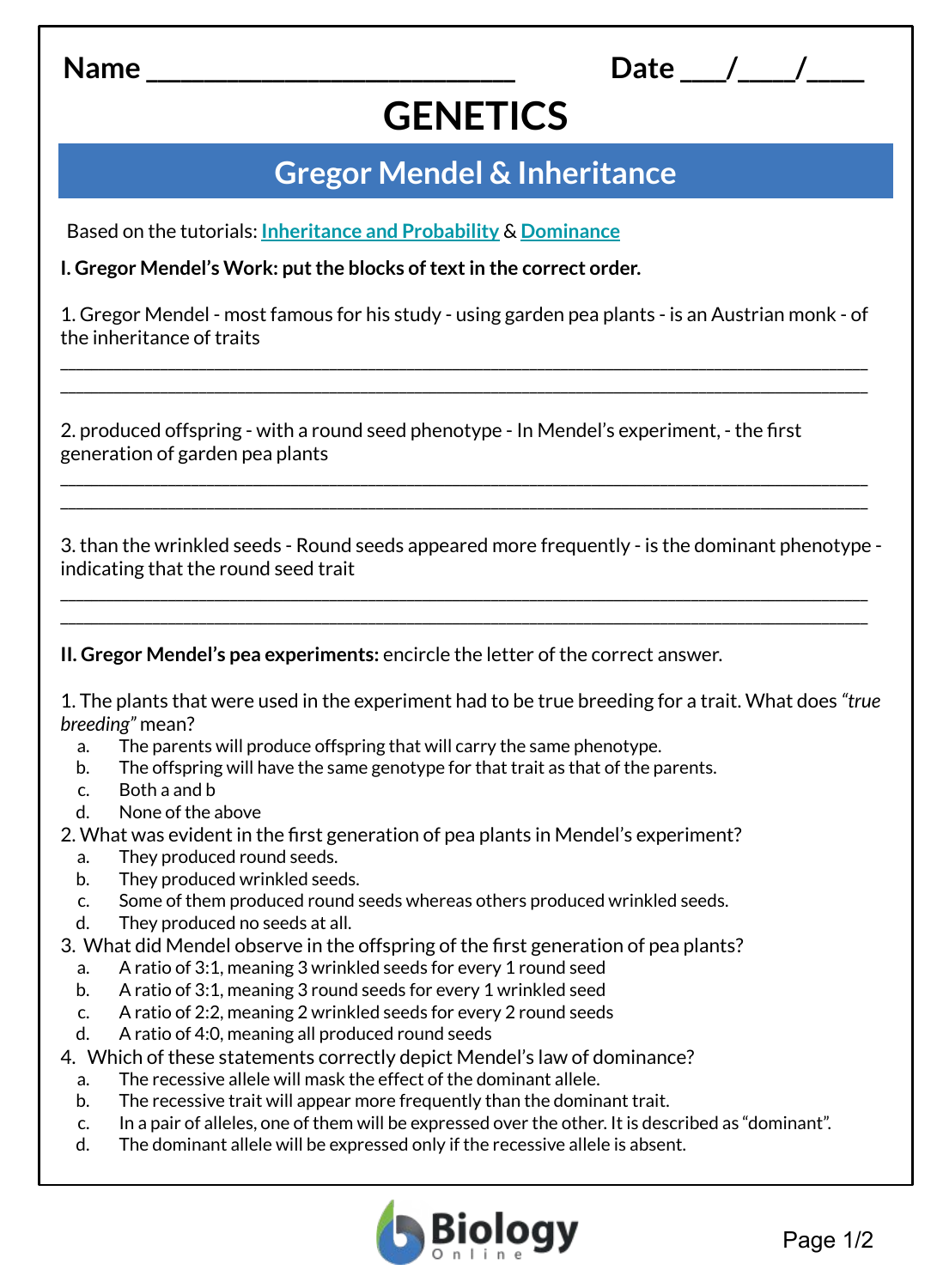Name ___________________________ Date ___/____/____

# GENETICS

## Gregor Mendel & Inheritance

Based on the tutorials: Inheritance and Probability & Dominance

**I. Gregor Mendel's Work: put the blocks of text in the correct order.**

1. Gregor Mendel - most famous for his study - using garden pea plants - is an Austrian monk - of the inheritance of traits

_____________________________________________________________________________
_____________________________________________________________________________

2. produced offspring - with a round seed phenotype - In Mendel's experiment, - the first generation of garden pea plants

_____________________________________________________________________________
_____________________________________________________________________________

3. than the wrinkled seeds - Round seeds appeared more frequently - is the dominant phenotype - indicating that the round seed trait

_____________________________________________________________________________
_____________________________________________________________________________

**II. Gregor Mendel's pea experiments:** encircle the letter of the correct answer.

1. The plants that were used in the experiment had to be true breeding for a trait. What does *"true breeding"* mean?
   a. The parents will produce offspring that will carry the same phenotype.
   b. The offspring will have the same genotype for that trait as that of the parents.
   c. Both a and b
   d. None of the above

2. What was evident in the first generation of pea plants in Mendel's experiment?
   a. They produced round seeds.
   b. They produced wrinkled seeds.
   c. Some of them produced round seeds whereas others produced wrinkled seeds.
   d. They produced no seeds at all.

3. What did Mendel observe in the offspring of the first generation of pea plants?
   a. A ratio of 3:1, meaning 3 wrinkled seeds for every 1 round seed
   b. A ratio of 3:1, meaning 3 round seeds for every 1 wrinkled seed
   c. A ratio of 2:2, meaning 2 wrinkled seeds for every 2 round seeds
   d. A ratio of 4:0, meaning all produced round seeds

4. Which of these statements correctly depict Mendel's law of dominance?
   a. The recessive allele will mask the effect of the dominant allele.
   b. The recessive trait will appear more frequently than the dominant trait.
   c. In a pair of alleles, one of them will be expressed over the other. It is described as "dominant".
   d. The dominant allele will be expressed only if the recessive allele is absent.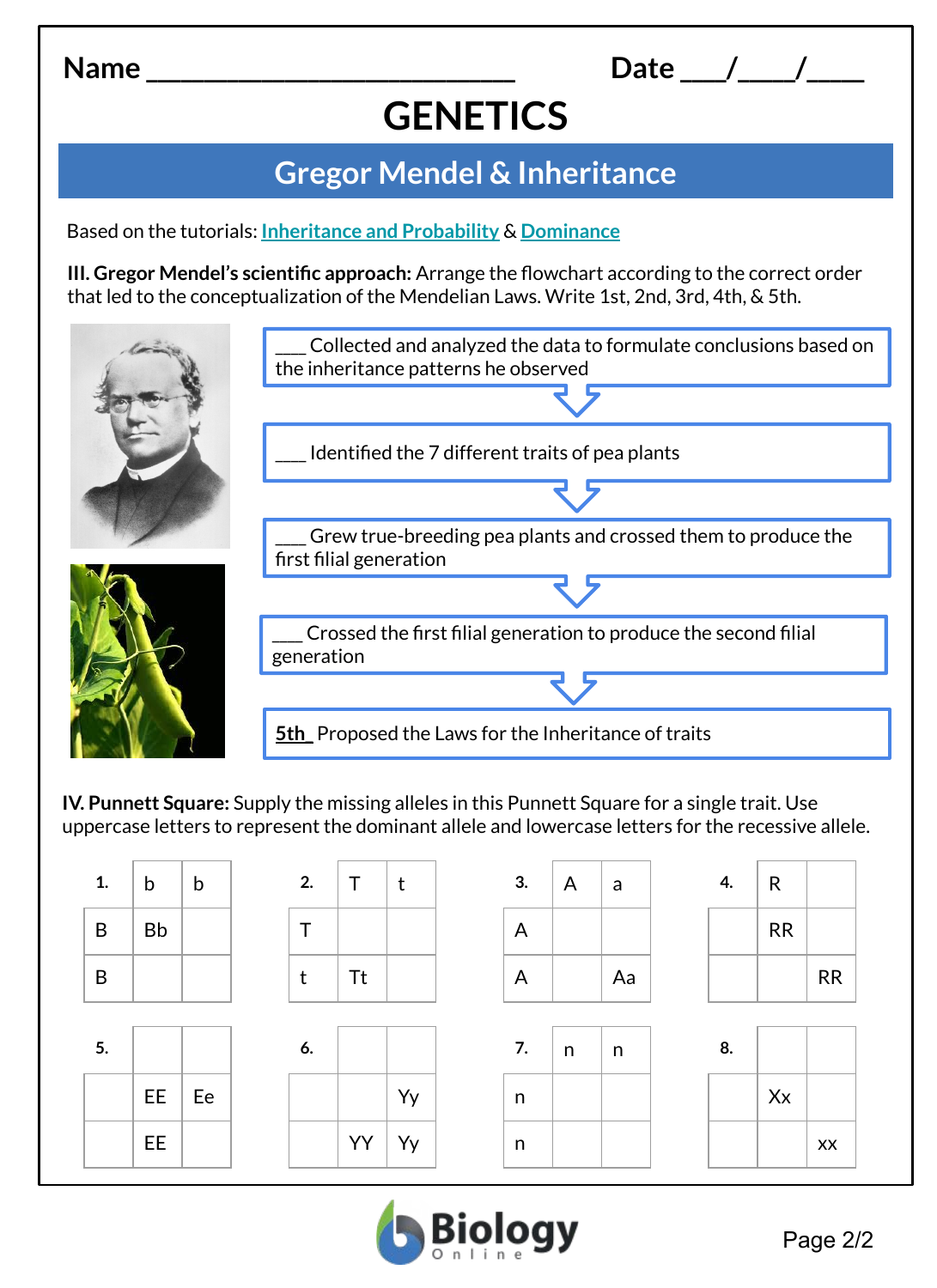Name ___________________________ Date ___/____/____

# GENETICS

## Gregor Mendel & Inheritance

Based on the tutorials: Inheritance and Probability & Dominance

**III. Gregor Mendel's scientific approach:** Arrange the flowchart according to the correct order that led to the conceptualization of the Mendelian Laws. Write 1st, 2nd, 3rd, 4th, & 5th.

___ Collected and analyzed the data to formulate conclusions based on the inheritance patterns he observed

___ Identified the 7 different traits of pea plants

___ Grew true-breeding pea plants and crossed them to produce the first filial generation

___ Crossed the first filial generation to produce the second filial generation

5th Proposed the Laws for the Inheritance of traits

**IV. Punnett Square:** Supply the missing alleles in this Punnett Square for a single trait. Use uppercase letters to represent the dominant allele and lowercase letters for the recessive allele.

**1.**

| | | |
|---|---|---|
| | b | b |
| B | Bb | |
| B | | |

**2.**

| | | |
|---|---|---|
| | T | t |
| T | | |
| t | Tt | |

**3.**

| | | |
|---|---|---|
| | A | a |
| A | | |
| A | | Aa |

**4.**

| | | |
|---|---|---|
| | R | |
| | RR | |
| | | RR |

**5.**

| | | |
|---|---|---|
| | | |
| | EE | Ee |
| | EE | |

**6.**

| | | |
|---|---|---|
| | | |
| | | Yy |
| | YY | Yy |

**7.**

| | | |
|---|---|---|
| | n | n |
| n | | |
| n | | |

**8.**

| | | |
|---|---|---|
| | | |
| | Xx | |
| | | xx |